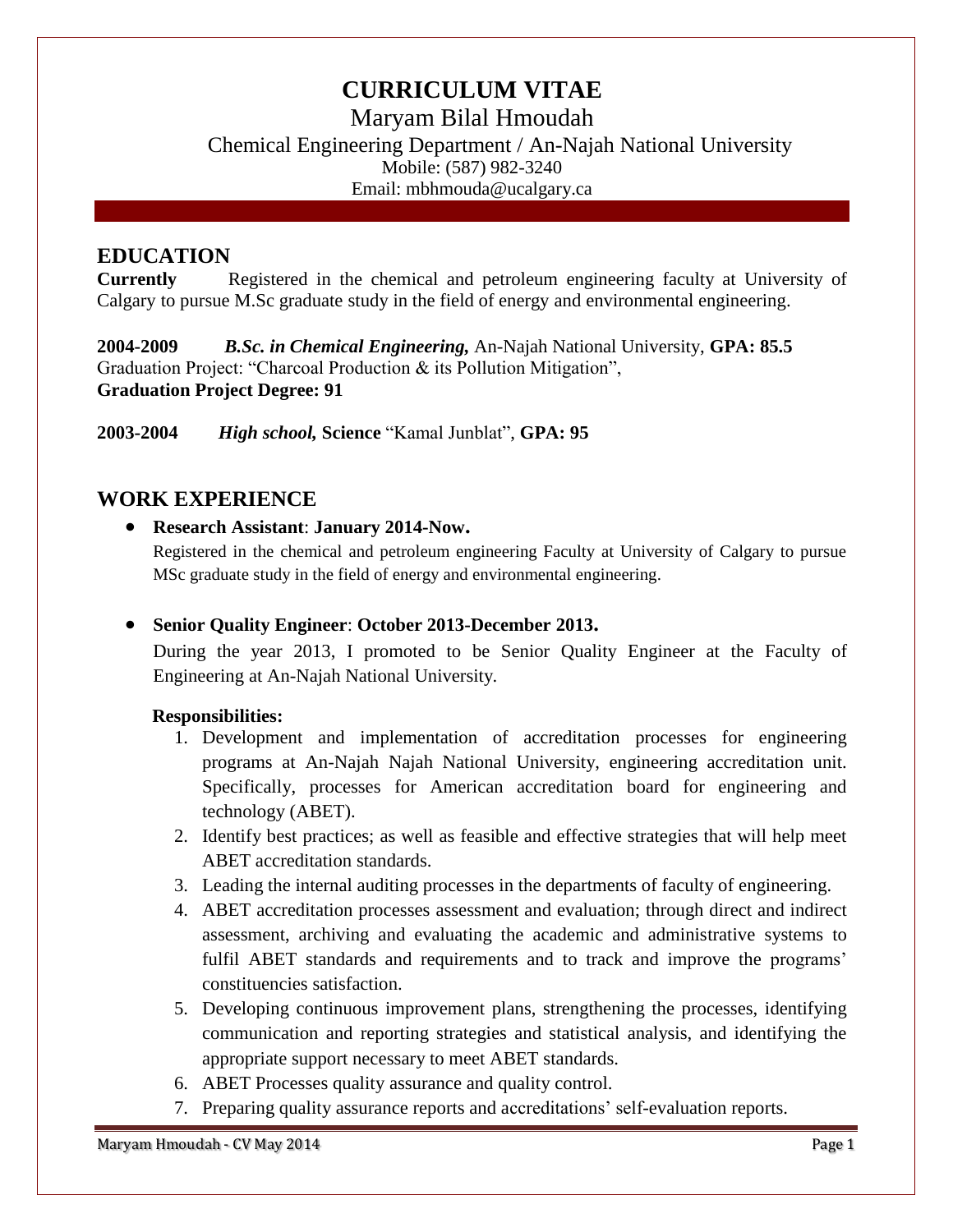# CURRICULUM VITAE

Maryam Bilal Hmoudah

Chemical Engineering Department / An-Najah National University

Mobile: (587) 982-3240

Email: mbhmouda@ucalgary.ca

## EDUCATION

**Currently** Registered in the chemical and petroleum engineering faculty at University of Calgary to pursue M.Sc graduate study in the field of energy and environmental engineering.

**2004-2009** ***B.Sc. in Chemical Engineering,*** An-Najah National University, **GPA: 85.5**
Graduation Project: "Charcoal Production & its Pollution Mitigation",
**Graduation Project Degree: 91**

**2003-2004** ***High school,*** **Science** "Kamal Junblat", **GPA: 95**

## WORK EXPERIENCE

- **Research Assistant**: **January 2014-Now.**
  Registered in the chemical and petroleum engineering Faculty at University of Calgary to pursue MSc graduate study in the field of energy and environmental engineering.

- **Senior Quality Engineer**: **October 2013-December 2013.**
  During the year 2013, I promoted to be Senior Quality Engineer at the Faculty of Engineering at An-Najah National University.

  **Responsibilities:**

  1. Development and implementation of accreditation processes for engineering programs at An-Najah Najah National University, engineering accreditation unit. Specifically, processes for American accreditation board for engineering and technology (ABET).
  2. Identify best practices; as well as feasible and effective strategies that will help meet ABET accreditation standards.
  3. Leading the internal auditing processes in the departments of faculty of engineering.
  4. ABET accreditation processes assessment and evaluation; through direct and indirect assessment, archiving and evaluating the academic and administrative systems to fulfil ABET standards and requirements and to track and improve the programs' constituencies satisfaction.
  5. Developing continuous improvement plans, strengthening the processes, identifying communication and reporting strategies and statistical analysis, and identifying the appropriate support necessary to meet ABET standards.
  6. ABET Processes quality assurance and quality control.
  7. Preparing quality assurance reports and accreditations' self-evaluation reports.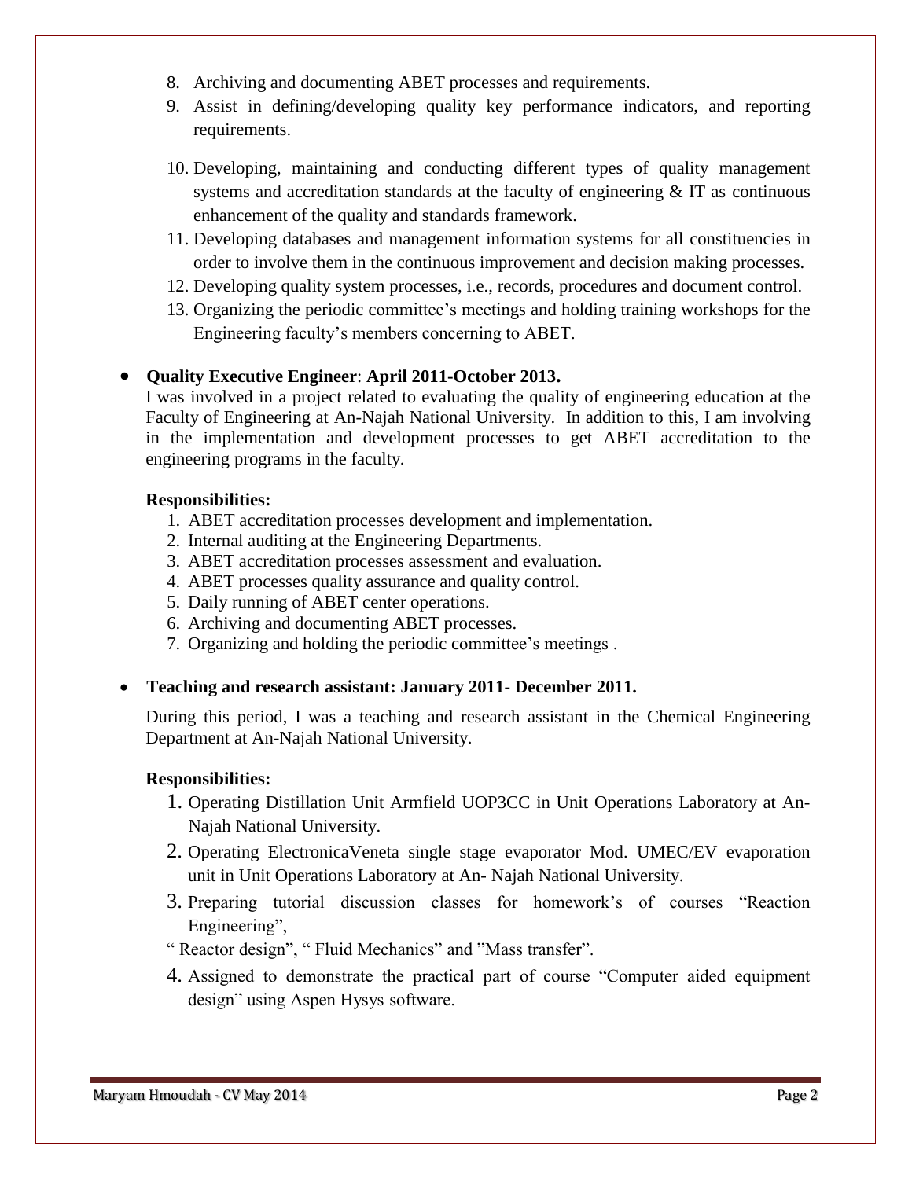8. Archiving and documenting ABET processes and requirements.
9. Assist in defining/developing quality key performance indicators, and reporting requirements.
10. Developing, maintaining and conducting different types of quality management systems and accreditation standards at the faculty of engineering & IT as continuous enhancement of the quality and standards framework.
11. Developing databases and management information systems for all constituencies in order to involve them in the continuous improvement and decision making processes.
12. Developing quality system processes, i.e., records, procedures and document control.
13. Organizing the periodic committee's meetings and holding training workshops for the Engineering faculty's members concerning to ABET.

- **Quality Executive Engineer**: **April 2011-October 2013.**

  I was involved in a project related to evaluating the quality of engineering education at the Faculty of Engineering at An-Najah National University. In addition to this, I am involving in the implementation and development processes to get ABET accreditation to the engineering programs in the faculty.

  **Responsibilities:**

  1. ABET accreditation processes development and implementation.
  2. Internal auditing at the Engineering Departments.
  3. ABET accreditation processes assessment and evaluation.
  4. ABET processes quality assurance and quality control.
  5. Daily running of ABET center operations.
  6. Archiving and documenting ABET processes.
  7. Organizing and holding the periodic committee's meetings .

- **Teaching and research assistant: January 2011- December 2011.**

  During this period, I was a teaching and research assistant in the Chemical Engineering Department at An-Najah National University.

  **Responsibilities:**

  1. Operating Distillation Unit Armfield UOP3CC in Unit Operations Laboratory at An-Najah National University.
  2. Operating ElectronicaVeneta single stage evaporator Mod. UMEC/EV evaporation unit in Unit Operations Laboratory at An- Najah National University.
  3. Preparing tutorial discussion classes for homework's of courses "Reaction Engineering",

     " Reactor design", " Fluid Mechanics" and "Mass transfer".
  4. Assigned to demonstrate the practical part of course "Computer aided equipment design" using Aspen Hysys software.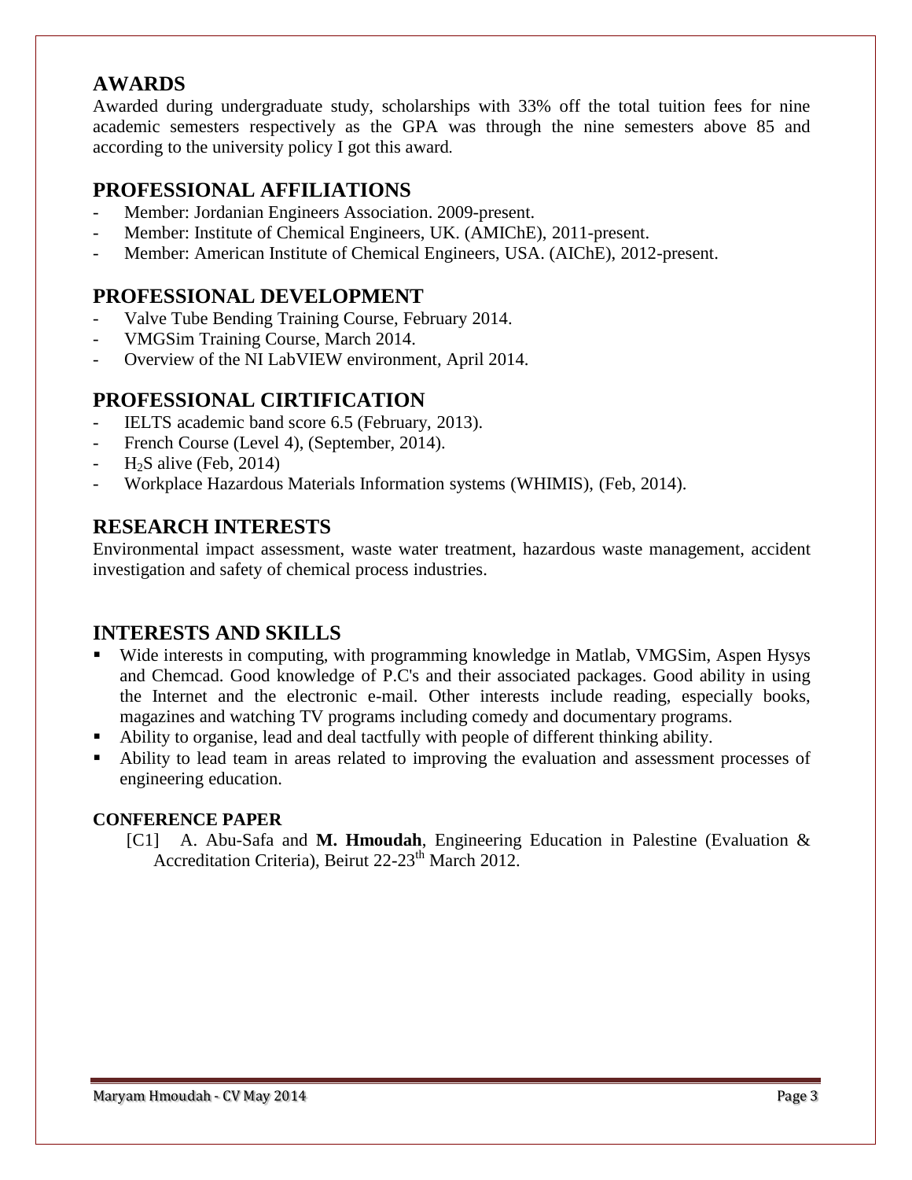## AWARDS

Awarded during undergraduate study, scholarships with 33% off the total tuition fees for nine academic semesters respectively as the GPA was through the nine semesters above 85 and according to the university policy I got this award.

## PROFESSIONAL AFFILIATIONS

- Member: Jordanian Engineers Association. 2009-present.
- Member: Institute of Chemical Engineers, UK. (AMIChE), 2011-present.
- Member: American Institute of Chemical Engineers, USA. (AIChE), 2012-present.

## PROFESSIONAL DEVELOPMENT

- Valve Tube Bending Training Course, February 2014.
- VMGSim Training Course, March 2014.
- Overview of the NI LabVIEW environment, April 2014.

## PROFESSIONAL CIRTIFICATION

- IELTS academic band score 6.5 (February, 2013).
- French Course (Level 4), (September, 2014).
- $H_2S$ alive (Feb, 2014)
- Workplace Hazardous Materials Information systems (WHIMIS), (Feb, 2014).

## RESEARCH INTERESTS

Environmental impact assessment, waste water treatment, hazardous waste management, accident investigation and safety of chemical process industries.

## INTERESTS AND SKILLS

- Wide interests in computing, with programming knowledge in Matlab, VMGSim, Aspen Hysys and Chemcad. Good knowledge of P.C's and their associated packages. Good ability in using the Internet and the electronic e-mail. Other interests include reading, especially books, magazines and watching TV programs including comedy and documentary programs.
- Ability to organise, lead and deal tactfully with people of different thinking ability.
- Ability to lead team in areas related to improving the evaluation and assessment processes of engineering education.

### CONFERENCE PAPER

[C1] A. Abu-Safa and **M. Hmoudah**, Engineering Education in Palestine (Evaluation & Accreditation Criteria), Beirut 22-23th March 2012.